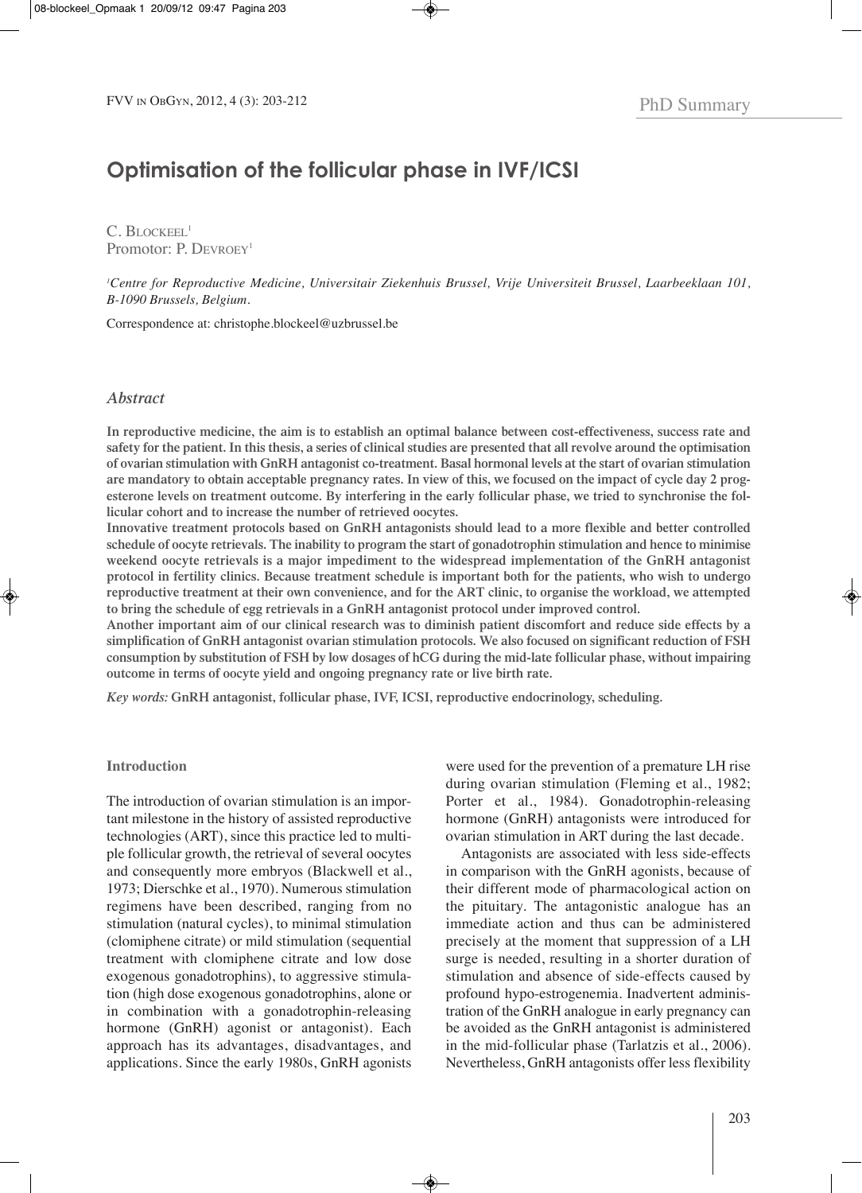PhD Summary

# Optimisation of the follicular phase in IVF/ICSI

C. Blockeel[1]
Promotor: P. Devroey[1]

[1]*Centre for Reproductive Medicine, Universitair Ziekenhuis Brussel, Vrije Universiteit Brussel, Laarbeeklaan 101, B-1090 Brussels, Belgium.*

Correspondence at: christophe.blockeel@uzbrussel.be

## *Abstract*

**In reproductive medicine, the aim is to establish an optimal balance between cost-effectiveness, success rate and safety for the patient. In this thesis, a series of clinical studies are presented that all revolve around the optimisation of ovarian stimulation with GnRH antagonist co-treatment. Basal hormonal levels at the start of ovarian stimulation are mandatory to obtain acceptable pregnancy rates. In view of this, we focused on the impact of cycle day 2 progesterone levels on treatment outcome. By interfering in the early follicular phase, we tried to synchronise the follicular cohort and to increase the number of retrieved oocytes.**

**Innovative treatment protocols based on GnRH antagonists should lead to a more flexible and better controlled schedule of oocyte retrievals. The inability to program the start of gonadotrophin stimulation and hence to minimise weekend oocyte retrievals is a major impediment to the widespread implementation of the GnRH antagonist protocol in fertility clinics. Because treatment schedule is important both for the patients, who wish to undergo reproductive treatment at their own convenience, and for the ART clinic, to organise the workload, we attempted to bring the schedule of egg retrievals in a GnRH antagonist protocol under improved control.**

**Another important aim of our clinical research was to diminish patient discomfort and reduce side effects by a simplification of GnRH antagonist ovarian stimulation protocols. We also focused on significant reduction of FSH consumption by substitution of FSH by low dosages of hCG during the mid-late follicular phase, without impairing outcome in terms of oocyte yield and ongoing pregnancy rate or live birth rate.**

*Key words:* **GnRH antagonist, follicular phase, IVF, ICSI, reproductive endocrinology, scheduling.**

### Introduction

The introduction of ovarian stimulation is an important milestone in the history of assisted reproductive technologies (ART), since this practice led to multiple follicular growth, the retrieval of several oocytes and consequently more embryos (Blackwell et al., 1973; Dierschke et al., 1970). Numerous stimulation regimens have been described, ranging from no stimulation (natural cycles), to minimal stimulation (clomiphene citrate) or mild stimulation (sequential treatment with clomiphene citrate and low dose exogenous gonadotrophins), to aggressive stimulation (high dose exogenous gonadotrophins, alone or in combination with a gonadotrophin-releasing hormone (GnRH) agonist or antagonist). Each approach has its advantages, disadvantages, and applications. Since the early 1980s, GnRH agonists were used for the prevention of a premature LH rise during ovarian stimulation (Fleming et al., 1982; Porter et al., 1984). Gonadotrophin-releasing hormone (GnRH) antagonists were introduced for ovarian stimulation in ART during the last decade.

Antagonists are associated with less side-effects in comparison with the GnRH agonists, because of their different mode of pharmacological action on the pituitary. The antagonistic analogue has an immediate action and thus can be administered precisely at the moment that suppression of a LH surge is needed, resulting in a shorter duration of stimulation and absence of side-effects caused by profound hypo-estrogenemia. Inadvertent administration of the GnRH analogue in early pregnancy can be avoided as the GnRH antagonist is administered in the mid-follicular phase (Tarlatzis et al., 2006). Nevertheless, GnRH antagonists offer less flexibility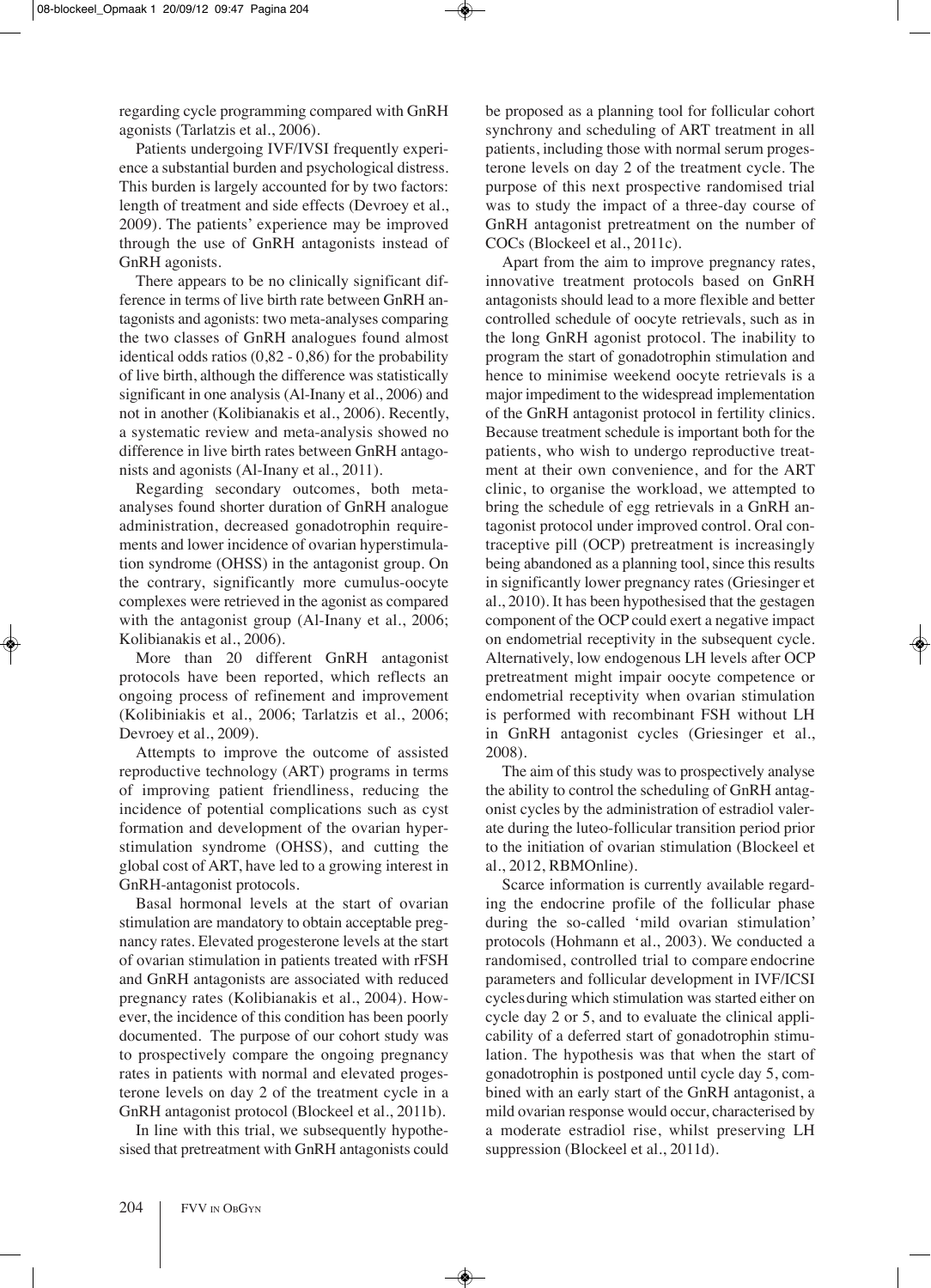regarding cycle programming compared with GnRH agonists (Tarlatzis et al., 2006).

Patients undergoing IVF/IVSI frequently experience a substantial burden and psychological distress. This burden is largely accounted for by two factors: length of treatment and side effects (Devroey et al., 2009). The patients' experience may be improved through the use of GnRH antagonists instead of GnRH agonists.

There appears to be no clinically significant difference in terms of live birth rate between GnRH antagonists and agonists: two meta-analyses comparing the two classes of GnRH analogues found almost identical odds ratios (0,82 - 0,86) for the probability of live birth, although the difference was statistically significant in one analysis (Al-Inany et al., 2006) and not in another (Kolibianakis et al., 2006). Recently, a systematic review and meta-analysis showed no difference in live birth rates between GnRH antagonists and agonists (Al-Inany et al., 2011).

Regarding secondary outcomes, both meta-analyses found shorter duration of GnRH analogue administration, decreased gonadotrophin requirements and lower incidence of ovarian hyperstimulation syndrome (OHSS) in the antagonist group. On the contrary, significantly more cumulus-oocyte complexes were retrieved in the agonist as compared with the antagonist group (Al-Inany et al., 2006; Kolibianakis et al., 2006).

More than 20 different GnRH antagonist protocols have been reported, which reflects an ongoing process of refinement and improvement (Kolibiniakis et al., 2006; Tarlatzis et al., 2006; Devroey et al., 2009).

Attempts to improve the outcome of assisted reproductive technology (ART) programs in terms of improving patient friendliness, reducing the incidence of potential complications such as cyst formation and development of the ovarian hyperstimulation syndrome (OHSS), and cutting the global cost of ART, have led to a growing interest in GnRH-antagonist protocols.

Basal hormonal levels at the start of ovarian stimulation are mandatory to obtain acceptable pregnancy rates. Elevated progesterone levels at the start of ovarian stimulation in patients treated with rFSH and GnRH antagonists are associated with reduced pregnancy rates (Kolibianakis et al., 2004). However, the incidence of this condition has been poorly documented. The purpose of our cohort study was to prospectively compare the ongoing pregnancy rates in patients with normal and elevated progesterone levels on day 2 of the treatment cycle in a GnRH antagonist protocol (Blockeel et al., 2011b).

In line with this trial, we subsequently hypothesised that pretreatment with GnRH antagonists could be proposed as a planning tool for follicular cohort synchrony and scheduling of ART treatment in all patients, including those with normal serum progesterone levels on day 2 of the treatment cycle. The purpose of this next prospective randomised trial was to study the impact of a three-day course of GnRH antagonist pretreatment on the number of COCs (Blockeel et al., 2011c).

Apart from the aim to improve pregnancy rates, innovative treatment protocols based on GnRH antagonists should lead to a more flexible and better controlled schedule of oocyte retrievals, such as in the long GnRH agonist protocol. The inability to program the start of gonadotrophin stimulation and hence to minimise weekend oocyte retrievals is a major impediment to the widespread implementation of the GnRH antagonist protocol in fertility clinics. Because treatment schedule is important both for the patients, who wish to undergo reproductive treatment at their own convenience, and for the ART clinic, to organise the workload, we attempted to bring the schedule of egg retrievals in a GnRH antagonist protocol under improved control. Oral contraceptive pill (OCP) pretreatment is increasingly being abandoned as a planning tool, since this results in significantly lower pregnancy rates (Griesinger et al., 2010). It has been hypothesised that the gestagen component of the OCP could exert a negative impact on endometrial receptivity in the subsequent cycle. Alternatively, low endogenous LH levels after OCP pretreatment might impair oocyte competence or endometrial receptivity when ovarian stimulation is performed with recombinant FSH without LH in GnRH antagonist cycles (Griesinger et al., 2008).

The aim of this study was to prospectively analyse the ability to control the scheduling of GnRH antagonist cycles by the administration of estradiol valerate during the luteo-follicular transition period prior to the initiation of ovarian stimulation (Blockeel et al., 2012, RBMOnline).

Scarce information is currently available regarding the endocrine profile of the follicular phase during the so-called 'mild ovarian stimulation' protocols (Hohmann et al., 2003). We conducted a randomised, controlled trial to compare endocrine parameters and follicular development in IVF/ICSI cycles during which stimulation was started either on cycle day 2 or 5, and to evaluate the clinical applicability of a deferred start of gonadotrophin stimulation. The hypothesis was that when the start of gonadotrophin is postponed until cycle day 5, combined with an early start of the GnRH antagonist, a mild ovarian response would occur, characterised by a moderate estradiol rise, whilst preserving LH suppression (Blockeel et al., 2011d).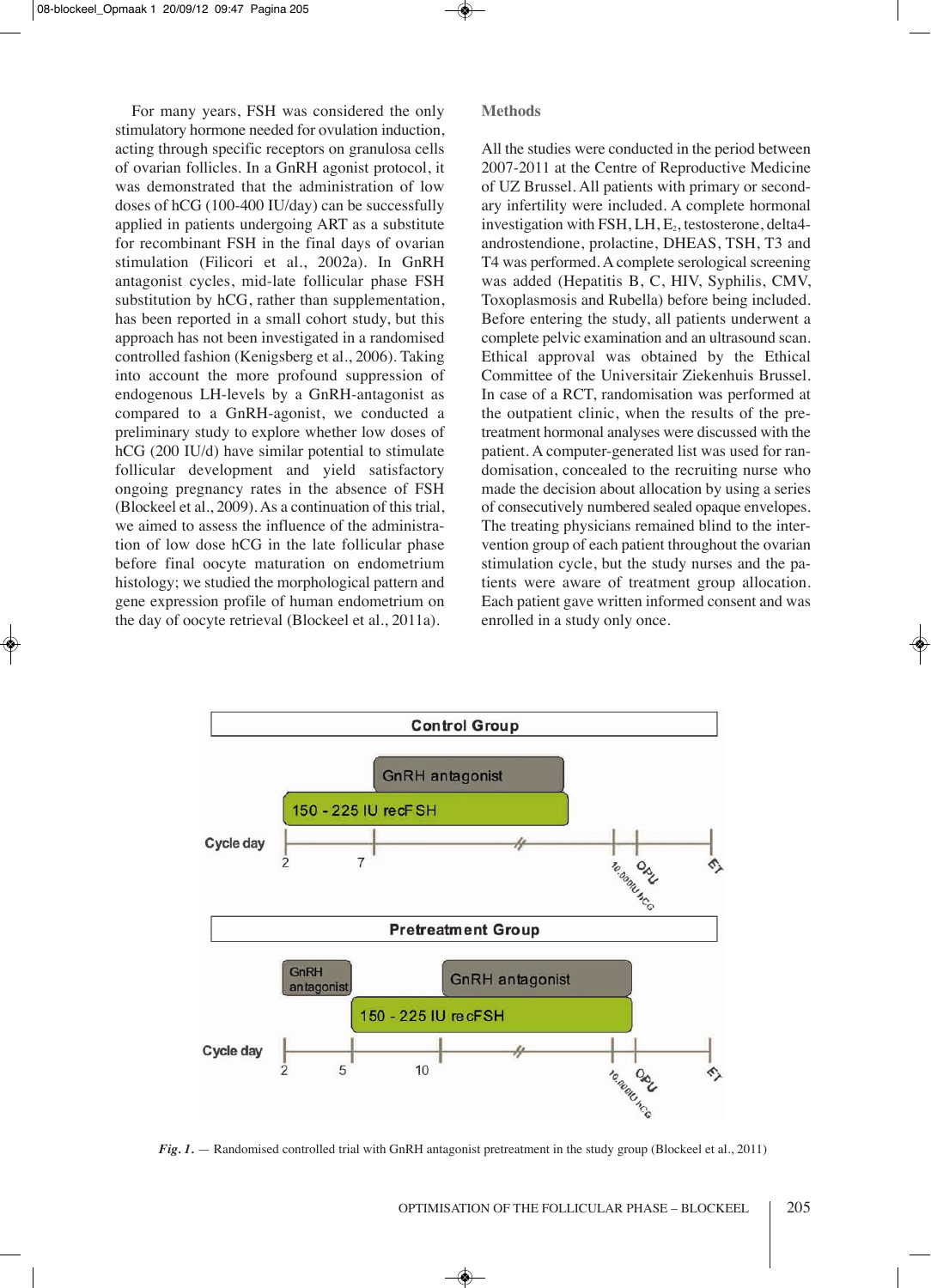For many years, FSH was considered the only stimulatory hormone needed for ovulation induction, acting through specific receptors on granulosa cells of ovarian follicles. In a GnRH agonist protocol, it was demonstrated that the administration of low doses of hCG (100-400 IU/day) can be successfully applied in patients undergoing ART as a substitute for recombinant FSH in the final days of ovarian stimulation (Filicori et al., 2002a). In GnRH antagonist cycles, mid-late follicular phase FSH substitution by hCG, rather than supplementation, has been reported in a small cohort study, but this approach has not been investigated in a randomised controlled fashion (Kenigsberg et al., 2006). Taking into account the more profound suppression of endogenous LH-levels by a GnRH-antagonist as compared to a GnRH-agonist, we conducted a preliminary study to explore whether low doses of hCG (200 IU/d) have similar potential to stimulate follicular development and yield satisfactory ongoing pregnancy rates in the absence of FSH (Blockeel et al., 2009). As a continuation of this trial, we aimed to assess the influence of the administration of low dose hCG in the late follicular phase before final oocyte maturation on endometrium histology; we studied the morphological pattern and gene expression profile of human endometrium on the day of oocyte retrieval (Blockeel et al., 2011a).

## Methods

All the studies were conducted in the period between 2007-2011 at the Centre of Reproductive Medicine of UZ Brussel. All patients with primary or secondary infertility were included. A complete hormonal investigation with FSH, LH, $E_2$, testosterone, delta4-androstendione, prolactine, DHEAS, TSH, T3 and T4 was performed. A complete serological screening was added (Hepatitis B, C, HIV, Syphilis, CMV, Toxoplasmosis and Rubella) before being included. Before entering the study, all patients underwent a complete pelvic examination and an ultrasound scan. Ethical approval was obtained by the Ethical Committee of the Universitair Ziekenhuis Brussel. In case of a RCT, randomisation was performed at the outpatient clinic, when the results of the pretreatment hormonal analyses were discussed with the patient. A computer-generated list was used for randomisation, concealed to the recruiting nurse who made the decision about allocation by using a series of consecutively numbered sealed opaque envelopes. The treating physicians remained blind to the intervention group of each patient throughout the ovarian stimulation cycle, but the study nurses and the patients were aware of treatment group allocation. Each patient gave written informed consent and was enrolled in a study only once.

**Control Group**

GnRH antagonist

150 - 225 IU recFSH

Cycle day: 2, 7, 10.000IU hCG, OPU, ET

**Pretreatment Group**

GnRH antagonist | GnRH antagonist

150 - 225 IU recFSH

Cycle day: 2, 5, 10, 10.000IU hCG, OPU, ET

*Fig. 1.* — Randomised controlled trial with GnRH antagonist pretreatment in the study group (Blockeel et al., 2011)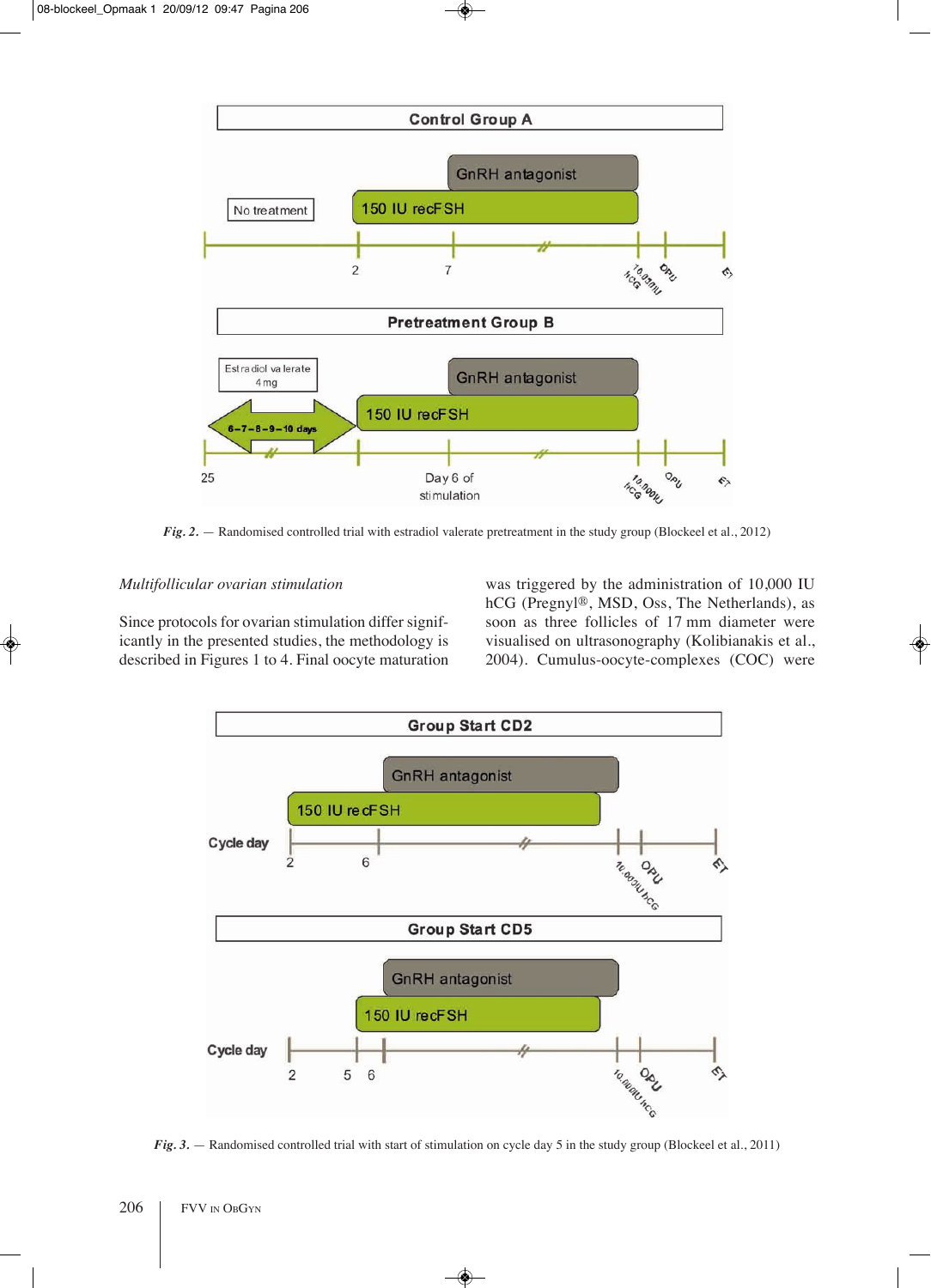*Fig. 2.* — Randomised controlled trial with estradiol valerate pretreatment in the study group (Blockeel et al., 2012)

*Multifollicular ovarian stimulation*

Since protocols for ovarian stimulation differ significantly in the presented studies, the methodology is described in Figures 1 to 4. Final oocyte maturation was triggered by the administration of 10,000 IU hCG (Pregnyl®, MSD, Oss, The Netherlands), as soon as three follicles of 17 mm diameter were visualised on ultrasonography (Kolibianakis et al., 2004). Cumulus-oocyte-complexes (COC) were

*Fig. 3.* — Randomised controlled trial with start of stimulation on cycle day 5 in the study group (Blockeel et al., 2011)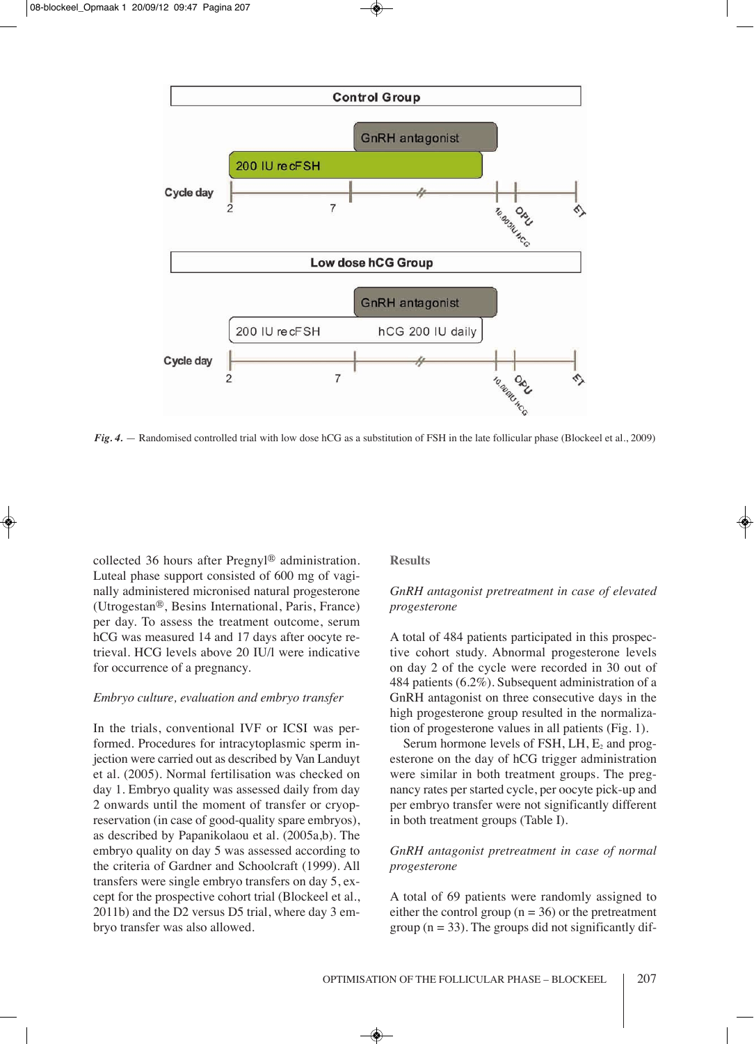Fig. 4. — Randomised controlled trial with low dose hCG as a substitution of FSH in the late follicular phase (Blockeel et al., 2009)

collected 36 hours after Pregnyl® administration. Luteal phase support consisted of 600 mg of vaginally administered micronised natural progesterone (Utrogestan®, Besins International, Paris, France) per day. To assess the treatment outcome, serum hCG was measured 14 and 17 days after oocyte retrieval. HCG levels above 20 IU/l were indicative for occurrence of a pregnancy.

*Embryo culture, evaluation and embryo transfer*

In the trials, conventional IVF or ICSI was performed. Procedures for intracytoplasmic sperm injection were carried out as described by Van Landuyt et al. (2005). Normal fertilisation was checked on day 1. Embryo quality was assessed daily from day 2 onwards until the moment of transfer or cryopreservation (in case of good-quality spare embryos), as described by Papanikolaou et al. (2005a,b). The embryo quality on day 5 was assessed according to the criteria of Gardner and Schoolcraft (1999). All transfers were single embryo transfers on day 5, except for the prospective cohort trial (Blockeel et al., 2011b) and the D2 versus D5 trial, where day 3 embryo transfer was also allowed.

## Results

*GnRH antagonist pretreatment in case of elevated progesterone*

A total of 484 patients participated in this prospective cohort study. Abnormal progesterone levels on day 2 of the cycle were recorded in 30 out of 484 patients (6.2%). Subsequent administration of a GnRH antagonist on three consecutive days in the high progesterone group resulted in the normalization of progesterone values in all patients (Fig. 1).

Serum hormone levels of FSH, LH, $E_2$ and progesterone on the day of hCG trigger administration were similar in both treatment groups. The pregnancy rates per started cycle, per oocyte pick-up and per embryo transfer were not significantly different in both treatment groups (Table I).

*GnRH antagonist pretreatment in case of normal progesterone*

A total of 69 patients were randomly assigned to either the control group (n = 36) or the pretreatment group (n = 33). The groups did not significantly dif-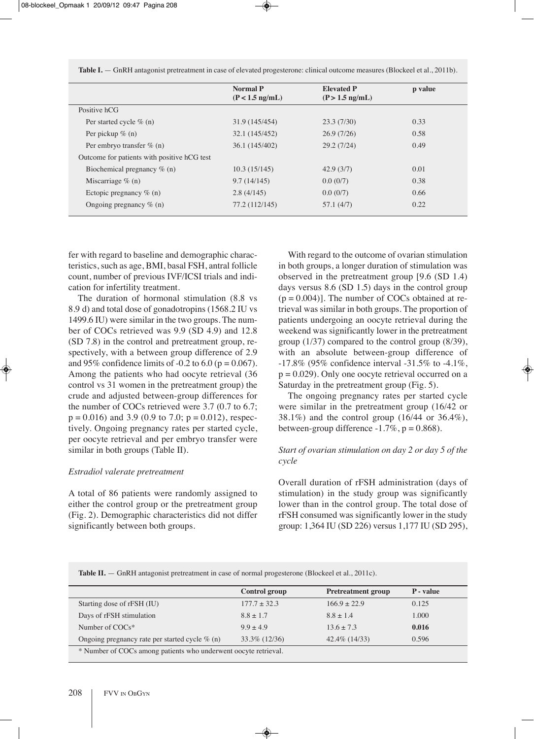**Table I.** — GnRH antagonist pretreatment in case of elevated progesterone: clinical outcome measures (Blockeel et al., 2011b).

| | Normal P (P < 1.5 ng/mL) | Elevated P (P > 1.5 ng/mL) | p value |
|---|---|---|---|
| Positive hCG | | | |
| Per started cycle % (n) | 31.9 (145/454) | 23.3 (7/30) | 0.33 |
| Per pickup % (n) | 32.1 (145/452) | 26.9 (7/26) | 0.58 |
| Per embryo transfer % (n) | 36.1 (145/402) | 29.2 (7/24) | 0.49 |
| Outcome for patients with positive hCG test | | | |
| Biochemical pregnancy % (n) | 10.3 (15/145) | 42.9 (3/7) | 0.01 |
| Miscarriage % (n) | 9.7 (14/145) | 0.0 (0/7) | 0.38 |
| Ectopic pregnancy % (n) | 2.8 (4/145) | 0.0 (0/7) | 0.66 |
| Ongoing pregnancy % (n) | 77.2 (112/145) | 57.1 (4/7) | 0.22 |

fer with regard to baseline and demographic characteristics, such as age, BMI, basal FSH, antral follicle count, number of previous IVF/ICSI trials and indication for infertility treatment.

The duration of hormonal stimulation (8.8 vs 8.9 d) and total dose of gonadotropins (1568.2 IU vs 1499.6 IU) were similar in the two groups. The number of COCs retrieved was 9.9 (SD 4.9) and 12.8 (SD 7.8) in the control and pretreatment group, respectively, with a between group difference of 2.9 and 95% confidence limits of -0.2 to 6.0 ($p = 0.067$). Among the patients who had oocyte retrieval (36 control vs 31 women in the pretreatment group) the crude and adjusted between-group differences for the number of COCs retrieved were 3.7 (0.7 to 6.7; $p = 0.016$) and 3.9 (0.9 to 7.0; $p = 0.012$), respectively. Ongoing pregnancy rates per started cycle, per oocyte retrieval and per embryo transfer were similar in both groups (Table II).

*Estradiol valerate pretreatment*

A total of 86 patients were randomly assigned to either the control group or the pretreatment group (Fig. 2). Demographic characteristics did not differ significantly between both groups.

With regard to the outcome of ovarian stimulation in both groups, a longer duration of stimulation was observed in the pretreatment group [9.6 (SD 1.4) days versus 8.6 (SD 1.5) days in the control group ($p = 0.004$)]. The number of COCs obtained at retrieval was similar in both groups. The proportion of patients undergoing an oocyte retrieval during the weekend was significantly lower in the pretreatment group (1/37) compared to the control group (8/39), with an absolute between-group difference of -17.8% (95% confidence interval -31.5% to -4.1%, $p = 0.029$). Only one oocyte retrieval occurred on a Saturday in the pretreatment group (Fig. 5).

The ongoing pregnancy rates per started cycle were similar in the pretreatment group (16/42 or 38.1%) and the control group (16/44 or 36.4%), between-group difference -1.7%, $p = 0.868$).

*Start of ovarian stimulation on day 2 or day 5 of the cycle*

Overall duration of rFSH administration (days of stimulation) in the study group was significantly lower than in the control group. The total dose of rFSH consumed was significantly lower in the study group: 1,364 IU (SD 226) versus 1,177 IU (SD 295),

**Table II.** — GnRH antagonist pretreatment in case of normal progesterone (Blockeel et al., 2011c).

| | Control group | Pretreatment group | P - value |
|---|---|---|---|
| Starting dose of rFSH (IU) | 177.7 ± 32.3 | 166.9 ± 22.9 | 0.125 |
| Days of rFSH stimulation | 8.8 ± 1.7 | 8.8 ± 1.4 | 1.000 |
| Number of COCs* | 9.9 ± 4.9 | 13.6 ± 7.3 | **0.016** |
| Ongoing pregnancy rate per started cycle % (n) | 33.3% (12/36) | 42.4% (14/33) | 0.596 |

\* Number of COCs among patients who underwent oocyte retrieval.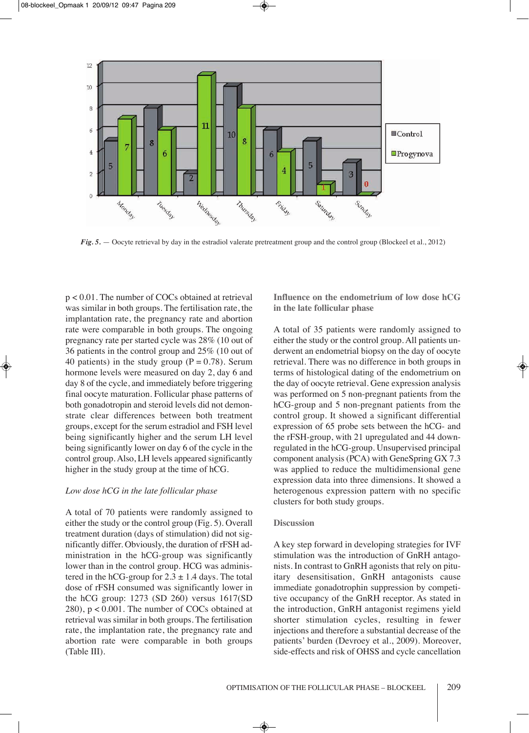*Fig. 5.* — Oocyte retrieval by day in the estradiol valerate pretreatment group and the control group (Blockeel et al., 2012)

$p < 0.01$. The number of COCs obtained at retrieval was similar in both groups. The fertilisation rate, the implantation rate, the pregnancy rate and abortion rate were comparable in both groups. The ongoing pregnancy rate per started cycle was 28% (10 out of 36 patients in the control group and 25% (10 out of 40 patients) in the study group ($P = 0.78$). Serum hormone levels were measured on day 2, day 6 and day 8 of the cycle, and immediately before triggering final oocyte maturation. Follicular phase patterns of both gonadotropin and steroid levels did not demonstrate clear differences between both treatment groups, except for the serum estradiol and FSH level being significantly higher and the serum LH level being significantly lower on day 6 of the cycle in the control group. Also, LH levels appeared significantly higher in the study group at the time of hCG.

*Low dose hCG in the late follicular phase*

A total of 70 patients were randomly assigned to either the study or the control group (Fig. 5). Overall treatment duration (days of stimulation) did not significantly differ. Obviously, the duration of rFSH administration in the hCG-group was significantly lower than in the control group. HCG was administered in the hCG-group for $2.3 \pm 1.4$ days. The total dose of rFSH consumed was significantly lower in the hCG group: 1273 (SD 260) versus 1617(SD 280), $p < 0.001$. The number of COCs obtained at retrieval was similar in both groups. The fertilisation rate, the implantation rate, the pregnancy rate and abortion rate were comparable in both groups (Table III).

### Influence on the endometrium of low dose hCG in the late follicular phase

A total of 35 patients were randomly assigned to either the study or the control group. All patients underwent an endometrial biopsy on the day of oocyte retrieval. There was no difference in both groups in terms of histological dating of the endometrium on the day of oocyte retrieval. Gene expression analysis was performed on 5 non-pregnant patients from the hCG-group and 5 non-pregnant patients from the control group. It showed a significant differential expression of 65 probe sets between the hCG- and the rFSH-group, with 21 upregulated and 44 downregulated in the hCG-group. Unsupervised principal component analysis (PCA) with GeneSpring GX 7.3 was applied to reduce the multidimensional gene expression data into three dimensions. It showed a heterogenous expression pattern with no specific clusters for both study groups.

### Discussion

A key step forward in developing strategies for IVF stimulation was the introduction of GnRH antagonists. In contrast to GnRH agonists that rely on pituitary desensitisation, GnRH antagonists cause immediate gonadotrophin suppression by competitive occupancy of the GnRH receptor. As stated in the introduction, GnRH antagonist regimens yield shorter stimulation cycles, resulting in fewer injections and therefore a substantial decrease of the patients' burden (Devroey et al., 2009). Moreover, side-effects and risk of OHSS and cycle cancellation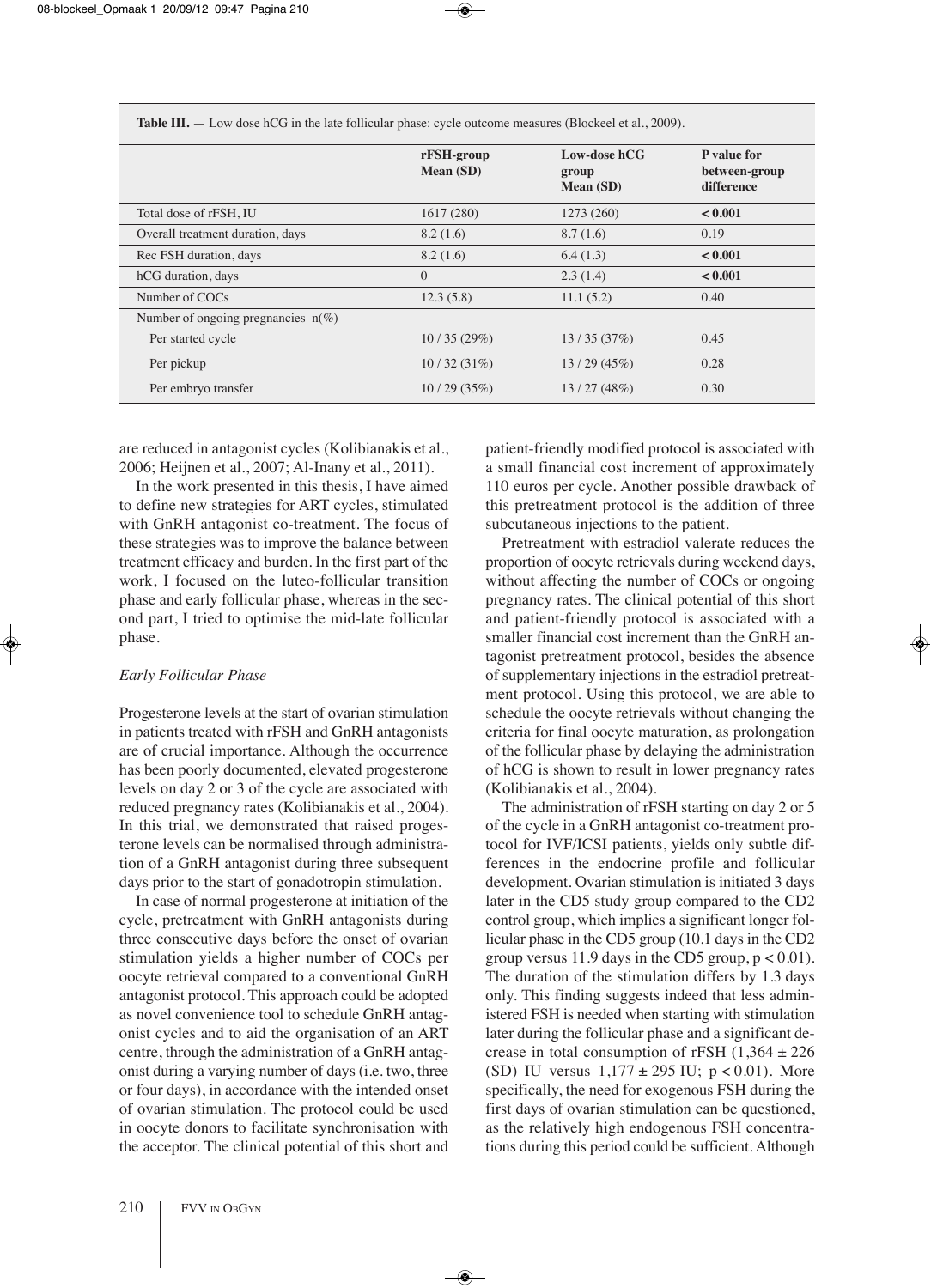**Table III.** — Low dose hCG in the late follicular phase: cycle outcome measures (Blockeel et al., 2009).

| | rFSH-group Mean (SD) | Low-dose hCG group Mean (SD) | P value for between-group difference |
|---|---|---|---|
| Total dose of rFSH, IU | 1617 (280) | 1273 (260) | **< 0.001** |
| Overall treatment duration, days | 8.2 (1.6) | 8.7 (1.6) | 0.19 |
| Rec FSH duration, days | 8.2 (1.6) | 6.4 (1.3) | **< 0.001** |
| hCG duration, days | 0 | 2.3 (1.4) | **< 0.001** |
| Number of COCs | 12.3 (5.8) | 11.1 (5.2) | 0.40 |
| Number of ongoing pregnancies n(%) | | | |
| Per started cycle | 10 / 35 (29%) | 13 / 35 (37%) | 0.45 |
| Per pickup | 10 / 32 (31%) | 13 / 29 (45%) | 0.28 |
| Per embryo transfer | 10 / 29 (35%) | 13 / 27 (48%) | 0.30 |

are reduced in antagonist cycles (Kolibianakis et al., 2006; Heijnen et al., 2007; Al-Inany et al., 2011).

In the work presented in this thesis, I have aimed to define new strategies for ART cycles, stimulated with GnRH antagonist co-treatment. The focus of these strategies was to improve the balance between treatment efficacy and burden. In the first part of the work, I focused on the luteo-follicular transition phase and early follicular phase, whereas in the second part, I tried to optimise the mid-late follicular phase.

*Early Follicular Phase*

Progesterone levels at the start of ovarian stimulation in patients treated with rFSH and GnRH antagonists are of crucial importance. Although the occurrence has been poorly documented, elevated progesterone levels on day 2 or 3 of the cycle are associated with reduced pregnancy rates (Kolibianakis et al., 2004). In this trial, we demonstrated that raised progesterone levels can be normalised through administration of a GnRH antagonist during three subsequent days prior to the start of gonadotropin stimulation.

In case of normal progesterone at initiation of the cycle, pretreatment with GnRH antagonists during three consecutive days before the onset of ovarian stimulation yields a higher number of COCs per oocyte retrieval compared to a conventional GnRH antagonist protocol. This approach could be adopted as novel convenience tool to schedule GnRH antagonist cycles and to aid the organisation of an ART centre, through the administration of a GnRH antagonist during a varying number of days (i.e. two, three or four days), in accordance with the intended onset of ovarian stimulation. The protocol could be used in oocyte donors to facilitate synchronisation with the acceptor. The clinical potential of this short and patient-friendly modified protocol is associated with a small financial cost increment of approximately 110 euros per cycle. Another possible drawback of this pretreatment protocol is the addition of three subcutaneous injections to the patient.

Pretreatment with estradiol valerate reduces the proportion of oocyte retrievals during weekend days, without affecting the number of COCs or ongoing pregnancy rates. The clinical potential of this short and patient-friendly protocol is associated with a smaller financial cost increment than the GnRH antagonist pretreatment protocol, besides the absence of supplementary injections in the estradiol pretreatment protocol. Using this protocol, we are able to schedule the oocyte retrievals without changing the criteria for final oocyte maturation, as prolongation of the follicular phase by delaying the administration of hCG is shown to result in lower pregnancy rates (Kolibianakis et al., 2004).

The administration of rFSH starting on day 2 or 5 of the cycle in a GnRH antagonist co-treatment protocol for IVF/ICSI patients, yields only subtle differences in the endocrine profile and follicular development. Ovarian stimulation is initiated 3 days later in the CD5 study group compared to the CD2 control group, which implies a significant longer follicular phase in the CD5 group (10.1 days in the CD2 group versus 11.9 days in the CD5 group, $p < 0.01$). The duration of the stimulation differs by 1.3 days only. This finding suggests indeed that less administered FSH is needed when starting with stimulation later during the follicular phase and a significant decrease in total consumption of rFSH (1,364 ± 226 (SD) IU versus 1,177 ± 295 IU; $p < 0.01$). More specifically, the need for exogenous FSH during the first days of ovarian stimulation can be questioned, as the relatively high endogenous FSH concentrations during this period could be sufficient. Although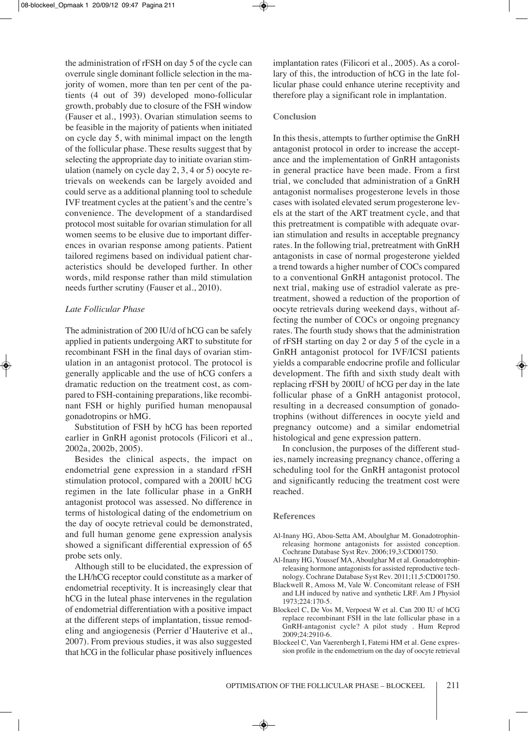the administration of rFSH on day 5 of the cycle can overrule single dominant follicle selection in the majority of women, more than ten per cent of the patients (4 out of 39) developed mono-follicular growth, probably due to closure of the FSH window (Fauser et al., 1993). Ovarian stimulation seems to be feasible in the majority of patients when initiated on cycle day 5, with minimal impact on the length of the follicular phase. These results suggest that by selecting the appropriate day to initiate ovarian stimulation (namely on cycle day 2, 3, 4 or 5) oocyte retrievals on weekends can be largely avoided and could serve as a additional planning tool to schedule IVF treatment cycles at the patient's and the centre's convenience. The development of a standardised protocol most suitable for ovarian stimulation for all women seems to be elusive due to important differences in ovarian response among patients. Patient tailored regimens based on individual patient characteristics should be developed further. In other words, mild response rather than mild stimulation needs further scrutiny (Fauser et al., 2010).

### *Late Follicular Phase*

The administration of 200 IU/d of hCG can be safely applied in patients undergoing ART to substitute for recombinant FSH in the final days of ovarian stimulation in an antagonist protocol. The protocol is generally applicable and the use of hCG confers a dramatic reduction on the treatment cost, as compared to FSH-containing preparations, like recombinant FSH or highly purified human menopausal gonadotropins or hMG.

Substitution of FSH by hCG has been reported earlier in GnRH agonist protocols (Filicori et al., 2002a, 2002b, 2005).

Besides the clinical aspects, the impact on endometrial gene expression in a standard rFSH stimulation protocol, compared with a 200IU hCG regimen in the late follicular phase in a GnRH antagonist protocol was assessed. No difference in terms of histological dating of the endometrium on the day of oocyte retrieval could be demonstrated, and full human genome gene expression analysis showed a significant differential expression of 65 probe sets only.

Although still to be elucidated, the expression of the LH/hCG receptor could constitute as a marker of endometrial receptivity. It is increasingly clear that hCG in the luteal phase intervenes in the regulation of endometrial differentiation with a positive impact at the different steps of implantation, tissue remodeling and angiogenesis (Perrier d'Hauterive et al., 2007). From previous studies, it was also suggested that hCG in the follicular phase positively influences implantation rates (Filicori et al., 2005). As a corollary of this, the introduction of hCG in the late follicular phase could enhance uterine receptivity and therefore play a significant role in implantation.

## Conclusion

In this thesis, attempts to further optimise the GnRH antagonist protocol in order to increase the acceptance and the implementation of GnRH antagonists in general practice have been made. From a first trial, we concluded that administration of a GnRH antagonist normalises progesterone levels in those cases with isolated elevated serum progesterone levels at the start of the ART treatment cycle, and that this pretreatment is compatible with adequate ovarian stimulation and results in acceptable pregnancy rates. In the following trial, pretreatment with GnRH antagonists in case of normal progesterone yielded a trend towards a higher number of COCs compared to a conventional GnRH antagonist protocol. The next trial, making use of estradiol valerate as pretreatment, showed a reduction of the proportion of oocyte retrievals during weekend days, without affecting the number of COCs or ongoing pregnancy rates. The fourth study shows that the administration of rFSH starting on day 2 or day 5 of the cycle in a GnRH antagonist protocol for IVF/ICSI patients yields a comparable endocrine profile and follicular development. The fifth and sixth study dealt with replacing rFSH by 200IU of hCG per day in the late follicular phase of a GnRH antagonist protocol, resulting in a decreased consumption of gonadotrophins (without differences in oocyte yield and pregnancy outcome) and a similar endometrial histological and gene expression pattern.

In conclusion, the purposes of the different studies, namely increasing pregnancy chance, offering a scheduling tool for the GnRH antagonist protocol and significantly reducing the treatment cost were reached.

## References

Al-Inany HG, Abou-Setta AM, Aboulghar M. Gonadotrophin-releasing hormone antagonists for assisted conception. Cochrane Database Syst Rev. 2006;19,3:CD001750.

Al-Inany HG, Youssef MA, Aboulghar M et al. Gonadotrophin-releasing hormone antagonists for assisted reproductive technology. Cochrane Database Syst Rev. 2011;11,5:CD001750.

Blackwell R, Amoss M, Vale W. Concomitant release of FSH and LH induced by native and synthetic LRF. Am J Physiol 1973;224:170-5.

Blockeel C, De Vos M, Verpoest W et al. Can 200 IU of hCG replace recombinant FSH in the late follicular phase in a GnRH-antagonist cycle? A pilot study . Hum Reprod 2009;24:2910-6.

Blockeel C, Van Vaerenbergh I, Fatemi HM et al. Gene expression profile in the endometrium on the day of oocyte retrieval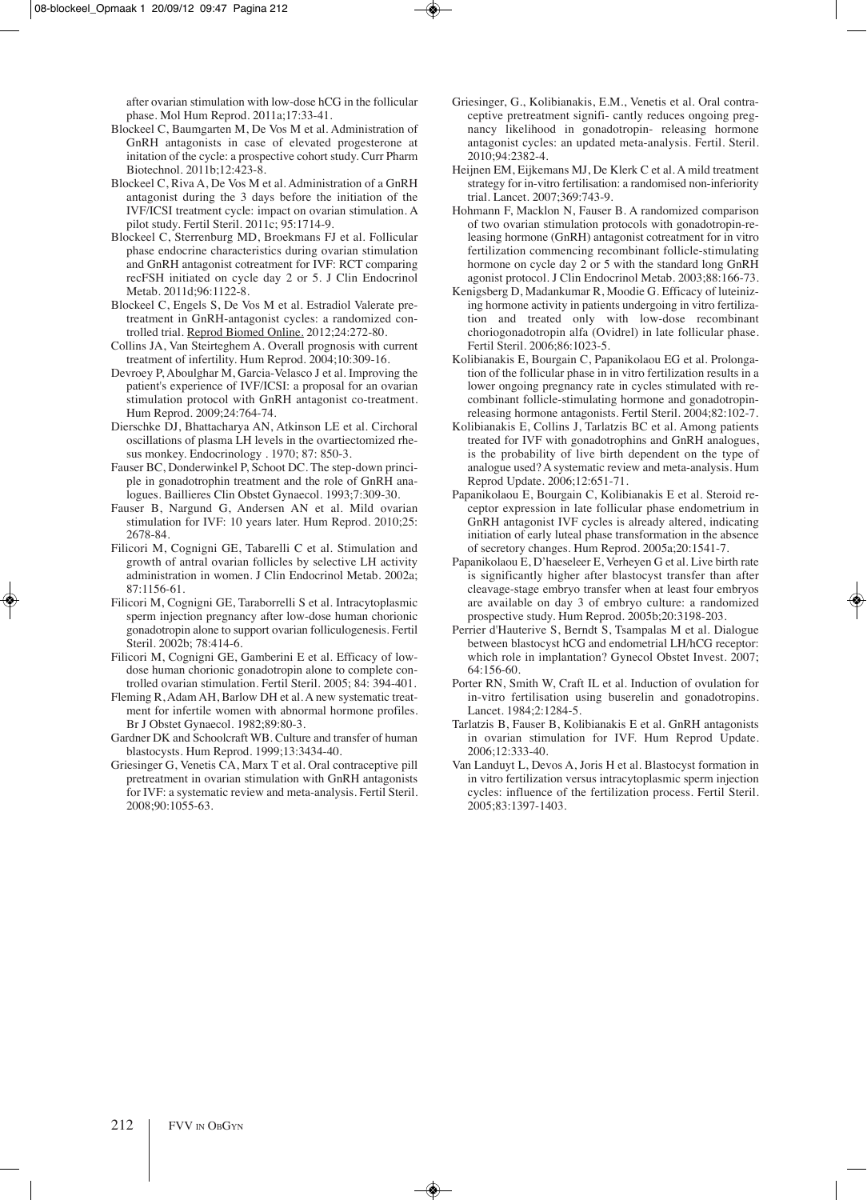after ovarian stimulation with low-dose hCG in the follicular phase. Mol Hum Reprod. 2011a;17:33-41.

Blockeel C, Baumgarten M, De Vos M et al. Administration of GnRH antagonists in case of elevated progesterone at initation of the cycle: a prospective cohort study. Curr Pharm Biotechnol. 2011b;12:423-8.

Blockeel C, Riva A, De Vos M et al. Administration of a GnRH antagonist during the 3 days before the initiation of the IVF/ICSI treatment cycle: impact on ovarian stimulation. A pilot study. Fertil Steril. 2011c; 95:1714-9.

Blockeel C, Sterrenburg MD, Broekmans FJ et al. Follicular phase endocrine characteristics during ovarian stimulation and GnRH antagonist cotreatment for IVF: RCT comparing recFSH initiated on cycle day 2 or 5. J Clin Endocrinol Metab. 2011d;96:1122-8.

Blockeel C, Engels S, De Vos M et al. Estradiol Valerate pretreatment in GnRH-antagonist cycles: a randomized controlled trial. Reprod Biomed Online. 2012;24:272-80.

Collins JA, Van Steirteghem A. Overall prognosis with current treatment of infertility. Hum Reprod. 2004;10:309-16.

Devroey P, Aboulghar M, Garcia-Velasco J et al. Improving the patient's experience of IVF/ICSI: a proposal for an ovarian stimulation protocol with GnRH antagonist co-treatment. Hum Reprod. 2009;24:764-74.

Dierschke DJ, Bhattacharya AN, Atkinson LE et al. Circhoral oscillations of plasma LH levels in the ovartiectomized rhesus monkey. Endocrinology . 1970; 87: 850-3.

Fauser BC, Donderwinkel P, Schoot DC. The step-down principle in gonadotrophin treatment and the role of GnRH analogues. Baillieres Clin Obstet Gynaecol. 1993;7:309-30.

Fauser B, Nargund G, Andersen AN et al. Mild ovarian stimulation for IVF: 10 years later. Hum Reprod. 2010;25: 2678-84.

Filicori M, Cognigni GE, Tabarelli C et al. Stimulation and growth of antral ovarian follicles by selective LH activity administration in women. J Clin Endocrinol Metab. 2002a; 87:1156-61.

Filicori M, Cognigni GE, Taraborrelli S et al. Intracytoplasmic sperm injection pregnancy after low-dose human chorionic gonadotropin alone to support ovarian folliculogenesis. Fertil Steril. 2002b; 78:414-6.

Filicori M, Cognigni GE, Gamberini E et al. Efficacy of low-dose human chorionic gonadotropin alone to complete controlled ovarian stimulation. Fertil Steril. 2005; 84: 394-401.

Fleming R, Adam AH, Barlow DH et al. A new systematic treatment for infertile women with abnormal hormone profiles. Br J Obstet Gynaecol. 1982;89:80-3.

Gardner DK and Schoolcraft WB. Culture and transfer of human blastocysts. Hum Reprod. 1999;13:3434-40.

Griesinger G, Venetis CA, Marx T et al. Oral contraceptive pill pretreatment in ovarian stimulation with GnRH antagonists for IVF: a systematic review and meta-analysis. Fertil Steril. 2008;90:1055-63.

Griesinger, G., Kolibianakis, E.M., Venetis et al. Oral contraceptive pretreatment signifi- cantly reduces ongoing pregnancy likelihood in gonadotropin- releasing hormone antagonist cycles: an updated meta-analysis. Fertil. Steril. 2010;94:2382-4.

Heijnen EM, Eijkemans MJ, De Klerk C et al. A mild treatment strategy for in-vitro fertilisation: a randomised non-inferiority trial. Lancet. 2007;369:743-9.

Hohmann F, Macklon N, Fauser B. A randomized comparison of two ovarian stimulation protocols with gonadotropin-releasing hormone (GnRH) antagonist cotreatment for in vitro fertilization commencing recombinant follicle-stimulating hormone on cycle day 2 or 5 with the standard long GnRH agonist protocol. J Clin Endocrinol Metab. 2003;88:166-73.

Kenigsberg D, Madankumar R, Moodie G. Efficacy of luteinizing hormone activity in patients undergoing in vitro fertilization and treated only with low-dose recombinant choriogonadotropin alfa (Ovidrel) in late follicular phase. Fertil Steril. 2006;86:1023-5.

Kolibianakis E, Bourgain C, Papanikolaou EG et al. Prolongation of the follicular phase in in vitro fertilization results in a lower ongoing pregnancy rate in cycles stimulated with recombinant follicle-stimulating hormone and gonadotropin-releasing hormone antagonists. Fertil Steril. 2004;82:102-7.

Kolibianakis E, Collins J, Tarlatzis BC et al. Among patients treated for IVF with gonadotrophins and GnRH analogues, is the probability of live birth dependent on the type of analogue used? A systematic review and meta-analysis. Hum Reprod Update. 2006;12:651-71.

Papanikolaou E, Bourgain C, Kolibianakis E et al. Steroid receptor expression in late follicular phase endometrium in GnRH antagonist IVF cycles is already altered, indicating initiation of early luteal phase transformation in the absence of secretory changes. Hum Reprod. 2005a;20:1541-7.

Papanikolaou E, D'haeseleer E, Verheyen G et al. Live birth rate is significantly higher after blastocyst transfer than after cleavage-stage embryo transfer when at least four embryos are available on day 3 of embryo culture: a randomized prospective study. Hum Reprod. 2005b;20:3198-203.

Perrier d'Hauterive S, Berndt S, Tsampalas M et al. Dialogue between blastocyst hCG and endometrial LH/hCG receptor: which role in implantation? Gynecol Obstet Invest. 2007; 64:156-60.

Porter RN, Smith W, Craft IL et al. Induction of ovulation for in-vitro fertilisation using buserelin and gonadotropins. Lancet. 1984;2:1284-5.

Tarlatzis B, Fauser B, Kolibianakis E et al. GnRH antagonists in ovarian stimulation for IVF. Hum Reprod Update. 2006;12:333-40.

Van Landuyt L, Devos A, Joris H et al. Blastocyst formation in in vitro fertilization versus intracytoplasmic sperm injection cycles: influence of the fertilization process. Fertil Steril. 2005;83:1397-1403.